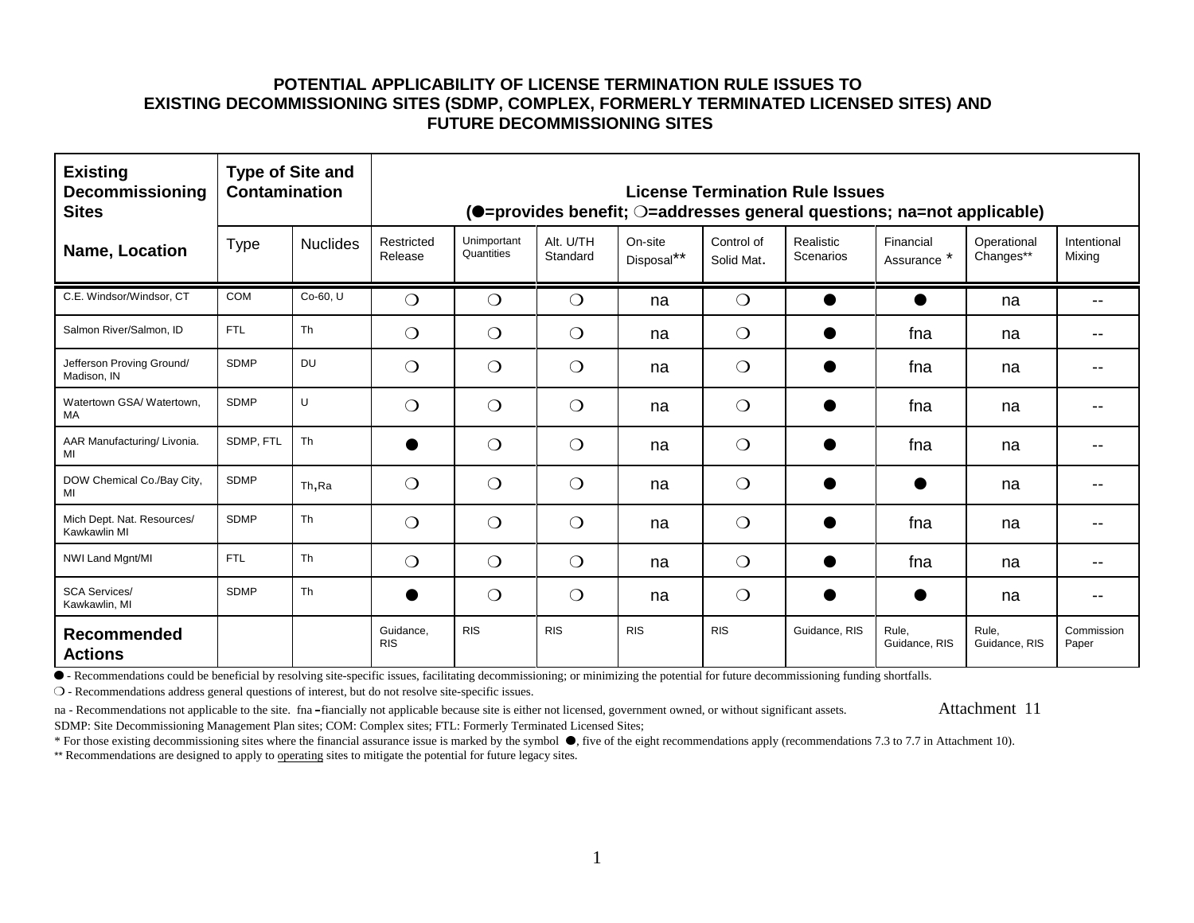# POTENTIAL APPLICABILITY OF LICENSE TERMINATION RULE ISSUES TO EXISTING DECOMMISSIONING SITES (SDMP, COMPLEX, FORMERLY TERMINATED LICENSED SITES) AND FUTURE DECOMMISSIONING SITES

| Existing Decommissioning Sites | Type of Site and Contamination | | License Termination Rule Issues (●=provides benefit; ❍=addresses general questions; na=not applicable) | | | | | | | | |
|---|---|---|---|---|---|---|---|---|---|---|---|
| Name, Location | Type | Nuclides | Restricted Release | Unimportant Quantities | Alt. U/TH Standard | On-site Disposal** | Control of Solid Mat. | Realistic Scenarios | Financial Assurance * | Operational Changes** | Intentional Mixing |
| C.E. Windsor/Windsor, CT | COM | Co-60, U | ❍ | ❍ | ❍ | na | ❍ | ● | ● | na | -- |
| Salmon River/Salmon, ID | FTL | Th | ❍ | ❍ | ❍ | na | ❍ | ● | fna | na | -- |
| Jefferson Proving Ground/ Madison, IN | SDMP | DU | ❍ | ❍ | ❍ | na | ❍ | ● | fna | na | -- |
| Watertown GSA/ Watertown, MA | SDMP | U | ❍ | ❍ | ❍ | na | ❍ | ● | fna | na | -- |
| AAR Manufacturing/ Livonia. MI | SDMP, FTL | Th | ● | ❍ | ❍ | na | ❍ | ● | fna | na | -- |
| DOW Chemical Co./Bay City, MI | SDMP | Th,Ra | ❍ | ❍ | ❍ | na | ❍ | ● | ● | na | -- |
| Mich Dept. Nat. Resources/ Kawkawlin MI | SDMP | Th | ❍ | ❍ | ❍ | na | ❍ | ● | fna | na | -- |
| NWI Land Mgnt/MI | FTL | Th | ❍ | ❍ | ❍ | na | ❍ | ● | fna | na | -- |
| SCA Services/ Kawkawlin, MI | SDMP | Th | ● | ❍ | ❍ | na | ❍ | ● | ● | na | -- |
| **Recommended Actions** | | | Guidance, RIS | RIS | RIS | RIS | RIS | Guidance, RIS | Rule, Guidance, RIS | Rule, Guidance, RIS | Commission Paper |

● - Recommendations could be beneficial by resolving site-specific issues, facilitating decommissioning; or minimizing the potential for future decommissioning funding shortfalls.

❍ - Recommendations address general questions of interest, but do not resolve site-specific issues.

na - Recommendations not applicable to the site. fna - fiancially not applicable because site is either not licensed, government owned, or without significant assets.

Attachment 11

SDMP: Site Decommissioning Management Plan sites; COM: Complex sites; FTL: Formerly Terminated Licensed Sites;

* For those existing decommissioning sites where the financial assurance issue is marked by the symbol ●, five of the eight recommendations apply (recommendations 7.3 to 7.7 in Attachment 10).

** Recommendations are designed to apply to operating sites to mitigate the potential for future legacy sites.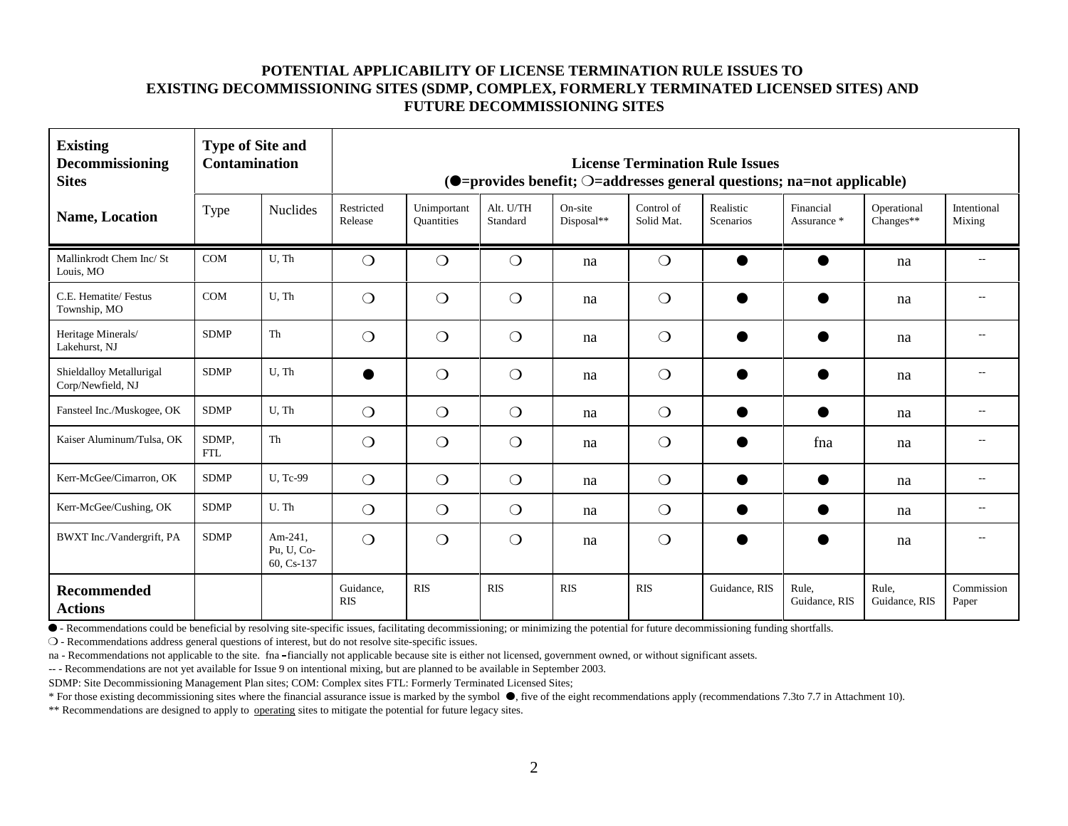**POTENTIAL APPLICABILITY OF LICENSE TERMINATION RULE ISSUES TO EXISTING DECOMMISSIONING SITES (SDMP, COMPLEX, FORMERLY TERMINATED LICENSED SITES) AND FUTURE DECOMMISSIONING SITES**

| Existing Decommissioning Sites | Type of Site and Contamination | | License Termination Rule Issues (●=provides benefit; ❍=addresses general questions; na=not applicable) | | | | | | | | |
|---|---|---|---|---|---|---|---|---|---|---|---|
| **Name, Location** | Type | Nuclides | Restricted Release | Unimportant Quantities | Alt. U/TH Standard | On-site Disposal** | Control of Solid Mat. | Realistic Scenarios | Financial Assurance * | Operational Changes** | Intentional Mixing |
| Mallinkrodt Chem Inc/ St Louis, MO | COM | U, Th | ❍ | ❍ | ❍ | na | ❍ | ● | ● | na | -- |
| C.E. Hematite/ Festus Township, MO | COM | U, Th | ❍ | ❍ | ❍ | na | ❍ | ● | ● | na | -- |
| Heritage Minerals/ Lakehurst, NJ | SDMP | Th | ❍ | ❍ | ❍ | na | ❍ | ● | ● | na | -- |
| Shieldalloy Metallurigal Corp/Newfield, NJ | SDMP | U, Th | ● | ❍ | ❍ | na | ❍ | ● | ● | na | -- |
| Fansteel Inc./Muskogee, OK | SDMP | U, Th | ❍ | ❍ | ❍ | na | ❍ | ● | ● | na | -- |
| Kaiser Aluminum/Tulsa, OK | SDMP, FTL | Th | ❍ | ❍ | ❍ | na | ❍ | ● | fna | na | -- |
| Kerr-McGee/Cimarron, OK | SDMP | U, Tc-99 | ❍ | ❍ | ❍ | na | ❍ | ● | ● | na | -- |
| Kerr-McGee/Cushing, OK | SDMP | U. Th | ❍ | ❍ | ❍ | na | ❍ | ● | ● | na | -- |
| BWXT Inc./Vandergrift, PA | SDMP | Am-241, Pu, U, Co-60, Cs-137 | ❍ | ❍ | ❍ | na | ❍ | ● | ● | na | -- |
| **Recommended Actions** | | | Guidance, RIS | RIS | RIS | RIS | RIS | Guidance, RIS | Rule, Guidance, RIS | Rule, Guidance, RIS | Commission Paper |

● - Recommendations could be beneficial by resolving site-specific issues, facilitating decommissioning; or minimizing the potential for future decommissioning funding shortfalls.

❍ - Recommendations address general questions of interest, but do not resolve site-specific issues.

na - Recommendations not applicable to the site. fna – fiancially not applicable because site is either not licensed, government owned, or without significant assets.

-- - Recommendations are not yet available for Issue 9 on intentional mixing, but are planned to be available in September 2003.

SDMP: Site Decommissioning Management Plan sites; COM: Complex sites FTL: Formerly Terminated Licensed Sites;

\* For those existing decommissioning sites where the financial assurance issue is marked by the symbol ●, five of the eight recommendations apply (recommendations 7.3to 7.7 in Attachment 10).

** Recommendations are designed to apply to operating sites to mitigate the potential for future legacy sites.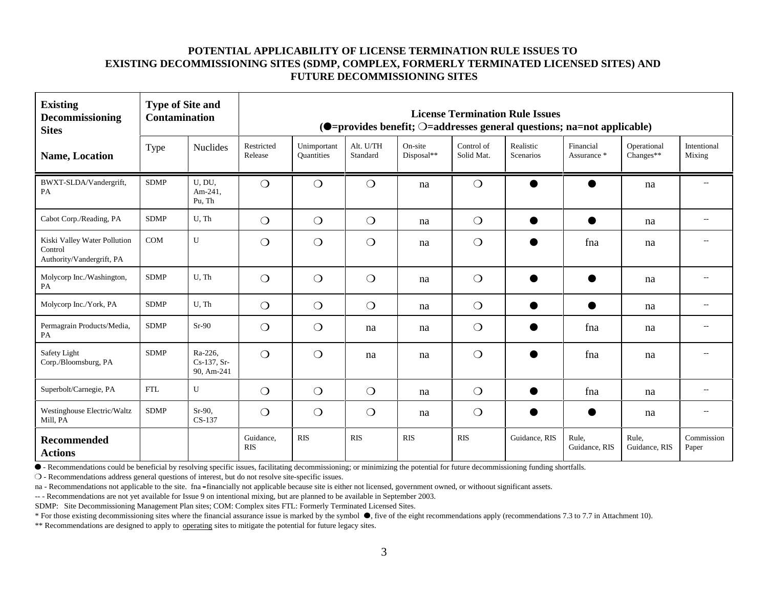**POTENTIAL APPLICABILITY OF LICENSE TERMINATION RULE ISSUES TO EXISTING DECOMMISSIONING SITES (SDMP, COMPLEX, FORMERLY TERMINATED LICENSED SITES) AND FUTURE DECOMMISSIONING SITES**

| **Existing Decommissioning Sites** | **Type of Site and Contamination** | | **License Termination Rule Issues (●=provides benefit; ❍=addresses general questions; na=not applicable)** | | | | | | | | |
|---|---|---|---|---|---|---|---|---|---|---|---|
| **Name, Location** | Type | Nuclides | Restricted Release | Unimportant Quantities | Alt. U/TH Standard | On-site Disposal** | Control of Solid Mat. | Realistic Scenarios | Financial Assurance * | Operational Changes** | Intentional Mixing |
| BWXT-SLDA/Vandergrift, PA | SDMP | U, DU, Am-241, Pu, Th | ❍ | ❍ | ❍ | na | ❍ | ● | ● | na | -- |
| Cabot Corp./Reading, PA | SDMP | U, Th | ❍ | ❍ | ❍ | na | ❍ | ● | ● | na | -- |
| Kiski Valley Water Pollution Control Authority/Vandergrift, PA | COM | U | ❍ | ❍ | ❍ | na | ❍ | ● | fna | na | -- |
| Molycorp Inc./Washington, PA | SDMP | U, Th | ❍ | ❍ | ❍ | na | ❍ | ● | ● | na | -- |
| Molycorp Inc./York, PA | SDMP | U, Th | ❍ | ❍ | ❍ | na | ❍ | ● | ● | na | -- |
| Permagrain Products/Media, PA | SDMP | Sr-90 | ❍ | ❍ | na | na | ❍ | ● | fna | na | -- |
| Safety Light Corp./Bloomsburg, PA | SDMP | Ra-226, Cs-137, Sr-90, Am-241 | ❍ | ❍ | na | na | ❍ | ● | fna | na | -- |
| Superbolt/Carnegie, PA | FTL | U | ❍ | ❍ | ❍ | na | ❍ | ● | fna | na | -- |
| Westinghouse Electric/Waltz Mill, PA | SDMP | Sr-90, CS-137 | ❍ | ❍ | ❍ | na | ❍ | ● | ● | na | -- |
| **Recommended Actions** | | | Guidance, RIS | RIS | RIS | RIS | RIS | Guidance, RIS | Rule, Guidance, RIS | Rule, Guidance, RIS | Commission Paper |

● - Recommendations could be beneficial by resolving specific issues, facilitating decommissioning; or minimizing the potential for future decommissioning funding shortfalls.

❍ - Recommendations address general questions of interest, but do not resolve site-specific issues.

na - Recommendations not applicable to the site. fna – financially not applicable because site is either not licensed, government owned, or withoout significant assets.

-- - Recommendations are not yet available for Issue 9 on intentional mixing, but are planned to be available in September 2003.

SDMP: Site Decommissioning Management Plan sites; COM: Complex sites FTL: Formerly Terminated Licensed Sites.

* For those existing decommissioning sites where the financial assurance issue is marked by the symbol ●, five of the eight recommendations apply (recommendations 7.3 to 7.7 in Attachment 10).

** Recommendations are designed to apply to operating sites to mitigate the potential for future legacy sites.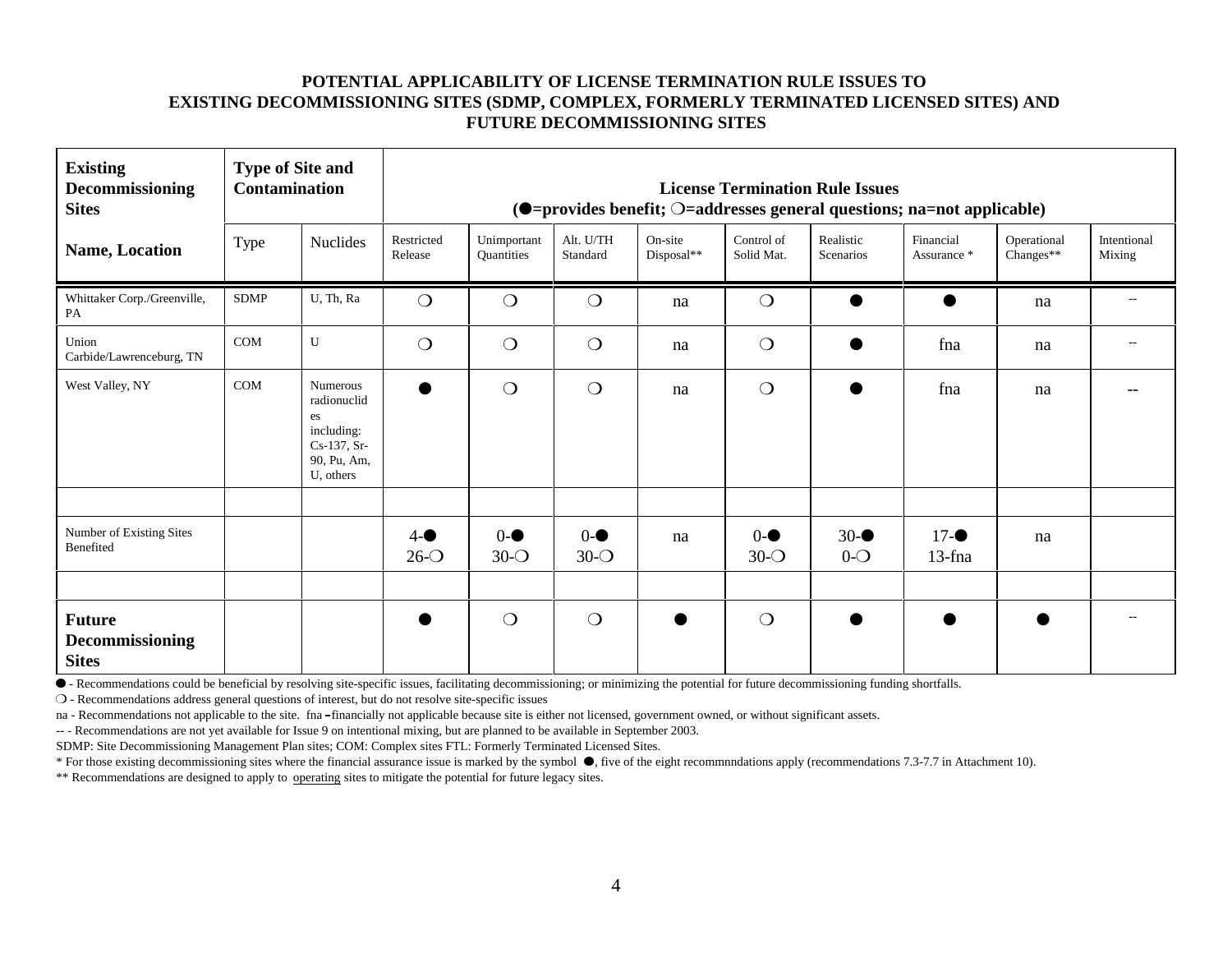**POTENTIAL APPLICABILITY OF LICENSE TERMINATION RULE ISSUES TO EXISTING DECOMMISSIONING SITES (SDMP, COMPLEX, FORMERLY TERMINATED LICENSED SITES) AND FUTURE DECOMMISSIONING SITES**

| **Existing Decommissioning Sites** | **Type of Site and Contamination** | | **License Termination Rule Issues (●=provides benefit; ❍=addresses general questions; na=not applicable)** | | | | | | | | |
|---|---|---|---|---|---|---|---|---|---|---|---|
| **Name, Location** | Type | Nuclides | Restricted Release | Unimportant Quantities | Alt. U/TH Standard | On-site Disposal** | Control of Solid Mat. | Realistic Scenarios | Financial Assurance * | Operational Changes** | Intentional Mixing |
| Whittaker Corp./Greenville, PA | SDMP | U, Th, Ra | ❍ | ❍ | ❍ | na | ❍ | ● | ● | na | -- |
| Union Carbide/Lawrenceburg, TN | COM | U | ❍ | ❍ | ❍ | na | ❍ | ● | fna | na | -- |
| West Valley, NY | COM | Numerous radionuclides including: Cs-137, Sr-90, Pu, Am, U, others | ● | ❍ | ❍ | na | ❍ | ● | fna | na | -- |
| | | | | | | | | | | | |
| Number of Existing Sites Benefited | | | 4-● 26-❍ | 0-● 30-❍ | 0-● 30-❍ | na | 0-● 30-❍ | 30-● 0-❍ | 17-● 13-fna | na | |
| | | | | | | | | | | | |
| **Future Decommissioning Sites** | | | ● | ❍ | ❍ | ● | ❍ | ● | ● | ● | -- |

● - Recommendations could be beneficial by resolving site-specific issues, facilitating decommissioning; or minimizing the potential for future decommissioning funding shortfalls.

❍ - Recommendations address general questions of interest, but do not resolve site-specific issues

na - Recommendations not applicable to the site. fna – financially not applicable because site is either not licensed, government owned, or without significant assets.

-- - Recommendations are not yet available for Issue 9 on intentional mixing, but are planned to be available in September 2003.

SDMP: Site Decommissioning Management Plan sites; COM: Complex sites FTL: Formerly Terminated Licensed Sites.

\* For those existing decommissioning sites where the financial assurance issue is marked by the symbol ●, five of the eight recommnndations apply (recommendations 7.3-7.7 in Attachment 10).

** Recommendations are designed to apply to operating sites to mitigate the potential for future legacy sites.